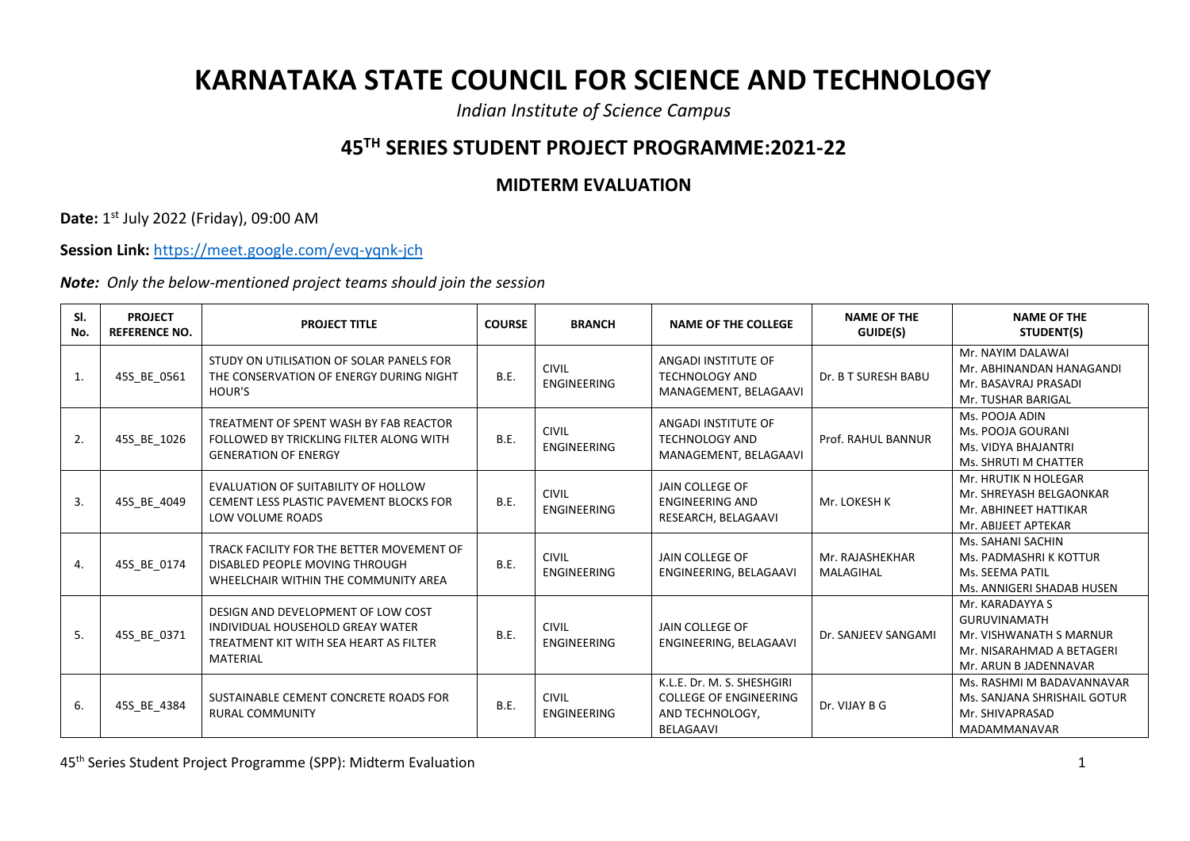# KARNATAKA STATE COUNCIL FOR SCIENCE AND TECHNOLOGY

*Indian Institute of Science Campus*

## 45TH SERIES STUDENT PROJECT PROGRAMME:2021-22

### MIDTERM EVALUATION

**Date:** 1st July 2022 (Friday), 09:00 AM

**Session Link:** https://meet.google.com/evq-yqnk-jch

***Note:*** *Only the below-mentioned project teams should join the session*

| Sl. No. | PROJECT REFERENCE NO. | PROJECT TITLE | COURSE | BRANCH | NAME OF THE COLLEGE | NAME OF THE GUIDE(S) | NAME OF THE STUDENT(S) |
|---|---|---|---|---|---|---|---|
| 1. | 45S_BE_0561 | STUDY ON UTILISATION OF SOLAR PANELS FOR THE CONSERVATION OF ENERGY DURING NIGHT HOUR'S | B.E. | CIVIL ENGINEERING | ANGADI INSTITUTE OF TECHNOLOGY AND MANAGEMENT, BELAGAAVI | Dr. B T SURESH BABU | Mr. NAYIM DALAWAI<br>Mr. ABHINANDAN HANAGANDI<br>Mr. BASAVRAJ PRASADI<br>Mr. TUSHAR BARIGAL |
| 2. | 45S_BE_1026 | TREATMENT OF SPENT WASH BY FAB REACTOR FOLLOWED BY TRICKLING FILTER ALONG WITH GENERATION OF ENERGY | B.E. | CIVIL ENGINEERING | ANGADI INSTITUTE OF TECHNOLOGY AND MANAGEMENT, BELAGAAVI | Prof. RAHUL BANNUR | Ms. POOJA ADIN<br>Ms. POOJA GOURANI<br>Ms. VIDYA BHAJANTRI<br>Ms. SHRUTI M CHATTER |
| 3. | 45S_BE_4049 | EVALUATION OF SUITABILITY OF HOLLOW CEMENT LESS PLASTIC PAVEMENT BLOCKS FOR LOW VOLUME ROADS | B.E. | CIVIL ENGINEERING | JAIN COLLEGE OF ENGINEERING AND RESEARCH, BELAGAAVI | Mr. LOKESH K | Mr. HRUTIK N HOLEGAR<br>Mr. SHREYASH BELGAONKAR<br>Mr. ABHINEET HATTIKAR<br>Mr. ABIJEET APTEKAR |
| 4. | 45S_BE_0174 | TRACK FACILITY FOR THE BETTER MOVEMENT OF DISABLED PEOPLE MOVING THROUGH WHEELCHAIR WITHIN THE COMMUNITY AREA | B.E. | CIVIL ENGINEERING | JAIN COLLEGE OF ENGINEERING, BELAGAAVI | Mr. RAJASHEKHAR MALAGIHAL | Ms. SAHANI SACHIN<br>Ms. PADMASHRI K KOTTUR<br>Ms. SEEMA PATIL<br>Ms. ANNIGERI SHADAB HUSEN |
| 5. | 45S_BE_0371 | DESIGN AND DEVELOPMENT OF LOW COST INDIVIDUAL HOUSEHOLD GREAY WATER TREATMENT KIT WITH SEA HEART AS FILTER MATERIAL | B.E. | CIVIL ENGINEERING | JAIN COLLEGE OF ENGINEERING, BELAGAAVI | Dr. SANJEEV SANGAMI | Mr. KARADAYYA S GURUVINAMATH<br>Mr. VISHWANATH S MARNUR<br>Mr. NISARAHMAD A BETAGERI<br>Mr. ARUN B JADENNAVAR |
| 6. | 45S_BE_4384 | SUSTAINABLE CEMENT CONCRETE ROADS FOR RURAL COMMUNITY | B.E. | CIVIL ENGINEERING | K.L.E. Dr. M. S. SHESHGIRI COLLEGE OF ENGINEERING AND TECHNOLOGY, BELAGAAVI | Dr. VIJAY B G | Ms. RASHMI M BADAVANNAVAR<br>Ms. SANJANA SHRISHAIL GOTUR<br>Mr. SHIVAPRASAD MADAMMANAVAR |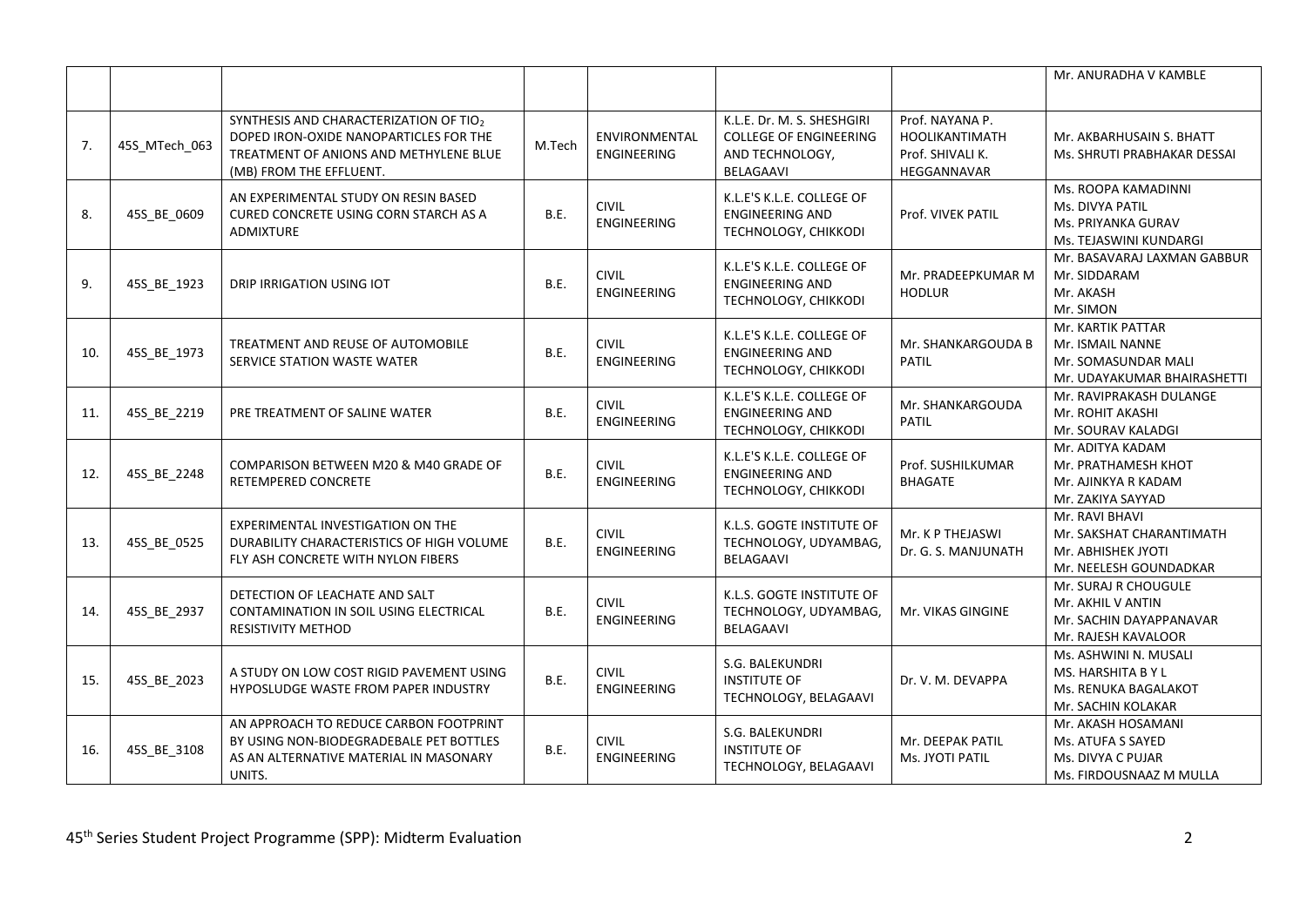| | | | | | | | |
|---|---|---|---|---|---|---|---|
| | | | | | | | Mr. ANURADHA V KAMBLE |
| 7. | 45S_MTech_063 | SYNTHESIS AND CHARACTERIZATION OF $TIO_2$ DOPED IRON-OXIDE NANOPARTICLES FOR THE TREATMENT OF ANIONS AND METHYLENE BLUE (MB) FROM THE EFFLUENT. | M.Tech | ENVIRONMENTAL ENGINEERING | K.L.E. Dr. M. S. SHESHGIRI COLLEGE OF ENGINEERING AND TECHNOLOGY, BELAGAAVI | Prof. NAYANA P. HOOLIKANTIMATH Prof. SHIVALI K. HEGGANNAVAR | Mr. AKBARHUSAIN S. BHATT Ms. SHRUTI PRABHAKAR DESSAI |
| 8. | 45S_BE_0609 | AN EXPERIMENTAL STUDY ON RESIN BASED CURED CONCRETE USING CORN STARCH AS A ADMIXTURE | B.E. | CIVIL ENGINEERING | K.L.E'S K.L.E. COLLEGE OF ENGINEERING AND TECHNOLOGY, CHIKKODI | Prof. VIVEK PATIL | Ms. ROOPA KAMADINNI Ms. DIVYA PATIL Ms. PRIYANKA GURAV Ms. TEJASWINI KUNDARGI |
| 9. | 45S_BE_1923 | DRIP IRRIGATION USING IOT | B.E. | CIVIL ENGINEERING | K.L.E'S K.L.E. COLLEGE OF ENGINEERING AND TECHNOLOGY, CHIKKODI | Mr. PRADEEPKUMAR M HODLUR | Mr. BASAVARAJ LAXMAN GABBUR Mr. SIDDARAM Mr. AKASH Mr. SIMON |
| 10. | 45S_BE_1973 | TREATMENT AND REUSE OF AUTOMOBILE SERVICE STATION WASTE WATER | B.E. | CIVIL ENGINEERING | K.L.E'S K.L.E. COLLEGE OF ENGINEERING AND TECHNOLOGY, CHIKKODI | Mr. SHANKARGOUDA B PATIL | Mr. KARTIK PATTAR Mr. ISMAIL NANNE Mr. SOMASUNDAR MALI Mr. UDAYAKUMAR BHAIRASHETTI |
| 11. | 45S_BE_2219 | PRE TREATMENT OF SALINE WATER | B.E. | CIVIL ENGINEERING | K.L.E'S K.L.E. COLLEGE OF ENGINEERING AND TECHNOLOGY, CHIKKODI | Mr. SHANKARGOUDA PATIL | Mr. RAVIPRAKASH DULANGE Mr. ROHIT AKASHI Mr. SOURAV KALADGI |
| 12. | 45S_BE_2248 | COMPARISON BETWEEN M20 & M40 GRADE OF RETEMPERED CONCRETE | B.E. | CIVIL ENGINEERING | K.L.E'S K.L.E. COLLEGE OF ENGINEERING AND TECHNOLOGY, CHIKKODI | Prof. SUSHILKUMAR BHAGATE | Mr. ADITYA KADAM Mr. PRATHAMESH KHOT Mr. AJINKYA R KADAM Mr. ZAKIYA SAYYAD |
| 13. | 45S_BE_0525 | EXPERIMENTAL INVESTIGATION ON THE DURABILITY CHARACTERISTICS OF HIGH VOLUME FLY ASH CONCRETE WITH NYLON FIBERS | B.E. | CIVIL ENGINEERING | K.L.S. GOGTE INSTITUTE OF TECHNOLOGY, UDYAMBAG, BELAGAAVI | Mr. K P THEJASWI Dr. G. S. MANJUNATH | Mr. RAVI BHAVI Mr. SAKSHAT CHARANTIMATH Mr. ABHISHEK JYOTI Mr. NEELESH GOUNDADKAR |
| 14. | 45S_BE_2937 | DETECTION OF LEACHATE AND SALT CONTAMINATION IN SOIL USING ELECTRICAL RESISTIVITY METHOD | B.E. | CIVIL ENGINEERING | K.L.S. GOGTE INSTITUTE OF TECHNOLOGY, UDYAMBAG, BELAGAAVI | Mr. VIKAS GINGINE | Mr. SURAJ R CHOUGULE Mr. AKHIL V ANTIN Mr. SACHIN DAYAPPANAVAR Mr. RAJESH KAVALOOR |
| 15. | 45S_BE_2023 | A STUDY ON LOW COST RIGID PAVEMENT USING HYPOSLUDGE WASTE FROM PAPER INDUSTRY | B.E. | CIVIL ENGINEERING | S.G. BALEKUNDRI INSTITUTE OF TECHNOLOGY, BELAGAAVI | Dr. V. M. DEVAPPA | Ms. ASHWINI N. MUSALI MS. HARSHITA B Y L Ms. RENUKA BAGALAKOT Mr. SACHIN KOLAKAR |
| 16. | 45S_BE_3108 | AN APPROACH TO REDUCE CARBON FOOTPRINT BY USING NON-BIODEGRADEBALE PET BOTTLES AS AN ALTERNATIVE MATERIAL IN MASONARY UNITS. | B.E. | CIVIL ENGINEERING | S.G. BALEKUNDRI INSTITUTE OF TECHNOLOGY, BELAGAAVI | Mr. DEEPAK PATIL Ms. JYOTI PATIL | Mr. AKASH HOSAMANI Ms. ATUFA S SAYED Ms. DIVYA C PUJAR Ms. FIRDOUSNAAZ M MULLA |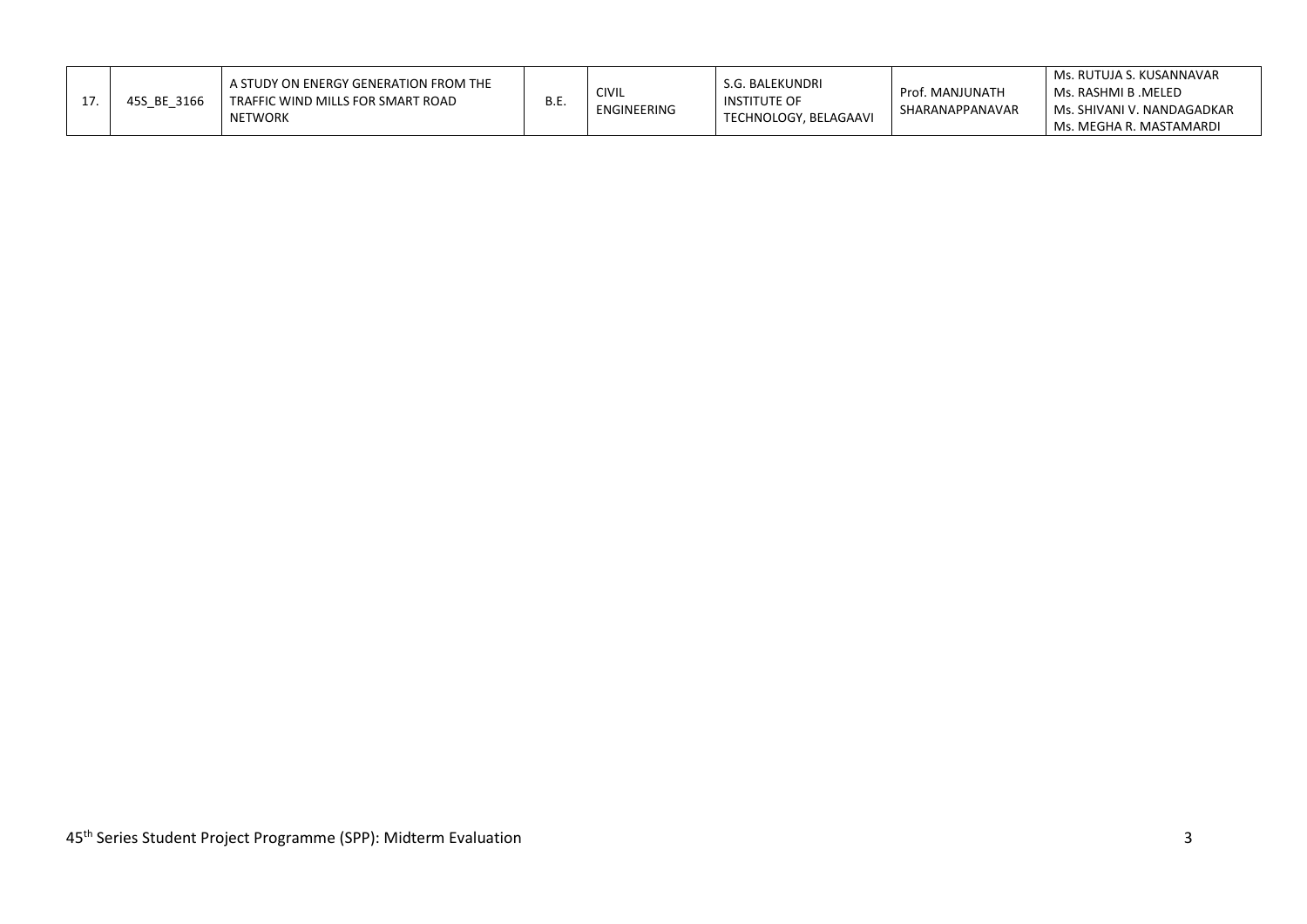| | | | | | | | |
|---|---|---|---|---|---|---|---|
| 17. | 45S_BE_3166 | A STUDY ON ENERGY GENERATION FROM THE TRAFFIC WIND MILLS FOR SMART ROAD NETWORK | B.E. | CIVIL ENGINEERING | S.G. BALEKUNDRI INSTITUTE OF TECHNOLOGY, BELAGAAVI | Prof. MANJUNATH SHARANAPPANAVAR | Ms. RUTUJA S. KUSANNAVAR<br>Ms. RASHMI B .MELED<br>Ms. SHIVANI V. NANDAGADKAR<br>Ms. MEGHA R. MASTAMARDI |